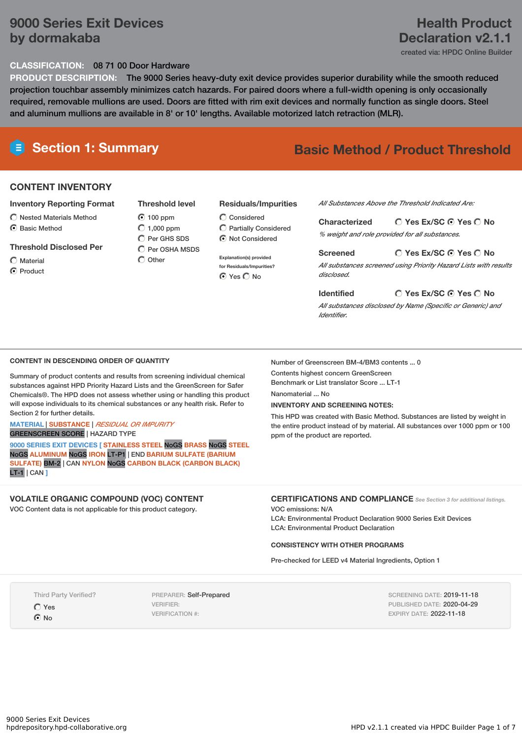# 9000 Series Exit Devices by dormakaba

## Health Product Declaration v2.1.1

created via: HPDC Online Builder

**CLASSIFICATION:** 08 71 00 Door Hardware

**PRODUCT DESCRIPTION:** The 9000 Series heavy-duty exit device provides superior durability while the smooth reduced projection touchbar assembly minimizes catch hazards. For paired doors where a full-width opening is only occasionally required, removable mullions are used. Doors are fitted with rim exit devices and normally function as single doors. Steel and aluminum mullions are available in 8' or 10' lengths. Available motorized latch retraction (MLR).

## Section 1: Summary

**Basic Method / Product Threshold**

### CONTENT INVENTORY

**Inventory Reporting Format**
- ○ Nested Materials Method
- ● Basic Method

**Threshold Disclosed Per**
- ○ Material
- ● Product

**Threshold level**
- ● 100 ppm
- ○ 1,000 ppm
- ○ Per GHS SDS
- ○ Per OSHA MSDS
- ○ Other

**Residuals/Impurities**
- ○ Considered
- ○ Partially Considered
- ● Not Considered

Explanation(s) provided for Residuals/Impurities?
● Yes ○ No

*All Substances Above the Threshold Indicated Are:*

**Characterized** ○ Yes Ex/SC ● Yes ○ No
*% weight and role provided for all substances.*

**Screened** ○ Yes Ex/SC ● Yes ○ No
*All substances screened using Priority Hazard Lists with results disclosed.*

**Identified** ○ Yes Ex/SC ● Yes ○ No
*All substances disclosed by Name (Specific or Generic) and Identifier.*

### CONTENT IN DESCENDING ORDER OF QUANTITY

Summary of product contents and results from screening individual chemical substances against HPD Priority Hazard Lists and the GreenScreen for Safer Chemicals®. The HPD does not assess whether using or handling this product will expose individuals to its chemical substances or any health risk. Refer to Section 2 for further details.

MATERIAL | SUBSTANCE | *RESIDUAL OR IMPURITY*
GREENSCREEN SCORE | HAZARD TYPE

9000 SERIES EXIT DEVICES [ STAINLESS STEEL NoGS BRASS NoGS STEEL NoGS ALUMINUM NoGS IRON LT-P1 | END BARIUM SULFATE (BARIUM SULFATE) BM-2 | CAN NYLON NoGS CARBON BLACK (CARBON BLACK) LT-1 | CAN ]

Number of Greenscreen BM-4/BM3 contents ... 0

Contents highest concern GreenScreen Benchmark or List translator Score ... LT-1

Nanomaterial ... No

**INVENTORY AND SCREENING NOTES:**

This HPD was created with Basic Method. Substances are listed by weight in the entire product instead of by material. All substances over 1000 ppm or 100 ppm of the product are reported.

### VOLATILE ORGANIC COMPOUND (VOC) CONTENT

VOC Content data is not applicable for this product category.

### CERTIFICATIONS AND COMPLIANCE

*See Section 3 for additional listings.*

VOC emissions: N/A
LCA: Environmental Product Declaration 9000 Series Exit Devices
LCA: Environmental Product Declaration

### CONSISTENCY WITH OTHER PROGRAMS

Pre-checked for LEED v4 Material Ingredients, Option 1

Third Party Verified?
- ○ Yes
- ● No

PREPARER: Self-Prepared
VERIFIER:
VERIFICATION #:

SCREENING DATE: 2019-11-18
PUBLISHED DATE: 2020-04-29
EXPIRY DATE: 2022-11-18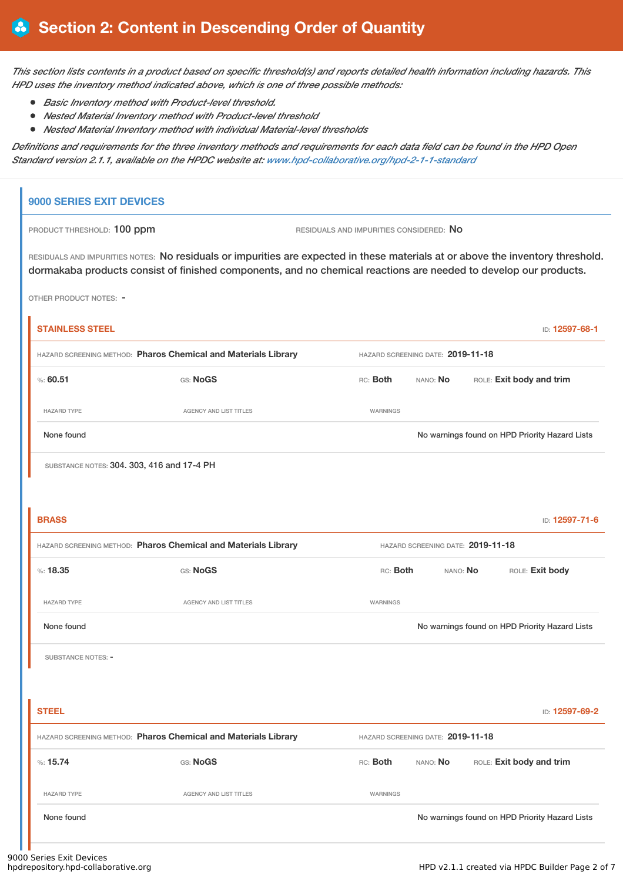# Section 2: Content in Descending Order of Quantity

*This section lists contents in a product based on specific threshold(s) and reports detailed health information including hazards. This HPD uses the inventory method indicated above, which is one of three possible methods:*

- *Basic Inventory method with Product-level threshold.*
- *Nested Material Inventory method with Product-level threshold*
- *Nested Material Inventory method with individual Material-level thresholds*

*Definitions and requirements for the three inventory methods and requirements for each data field can be found in the HPD Open Standard version 2.1.1, available on the HPDC website at: www.hpd-collaborative.org/hpd-2-1-1-standard*

## 9000 SERIES EXIT DEVICES

PRODUCT THRESHOLD: 100 ppm

RESIDUALS AND IMPURITIES CONSIDERED: No

RESIDUALS AND IMPURITIES NOTES: No residuals or impurities are expected in these materials at or above the inventory threshold. dormakaba products consist of finished components, and no chemical reactions are needed to develop our products.

OTHER PRODUCT NOTES: -

### STAINLESS STEEL

ID: 12597-68-1

HAZARD SCREENING METHOD: **Pharos Chemical and Materials Library**

HAZARD SCREENING DATE: **2019-11-18**

%: **60.51** GS: **NoGS** RC: **Both** NANO: **No** ROLE: **Exit body and trim**

| HAZARD TYPE | AGENCY AND LIST TITLES | WARNINGS |
|---|---|---|
| None found | | No warnings found on HPD Priority Hazard Lists |

SUBSTANCE NOTES: 304. 303, 416 and 17-4 PH

### BRASS

ID: 12597-71-6

HAZARD SCREENING METHOD: **Pharos Chemical and Materials Library**

HAZARD SCREENING DATE: **2019-11-18**

%: **18.35** GS: **NoGS** RC: **Both** NANO: **No** ROLE: **Exit body**

| HAZARD TYPE | AGENCY AND LIST TITLES | WARNINGS |
|---|---|---|
| None found | | No warnings found on HPD Priority Hazard Lists |

SUBSTANCE NOTES: -

### STEEL

ID: 12597-69-2

HAZARD SCREENING METHOD: **Pharos Chemical and Materials Library**

HAZARD SCREENING DATE: **2019-11-18**

%: **15.74** GS: **NoGS** RC: **Both** NANO: **No** ROLE: **Exit body and trim**

| HAZARD TYPE | AGENCY AND LIST TITLES | WARNINGS |
|---|---|---|
| None found | | No warnings found on HPD Priority Hazard Lists |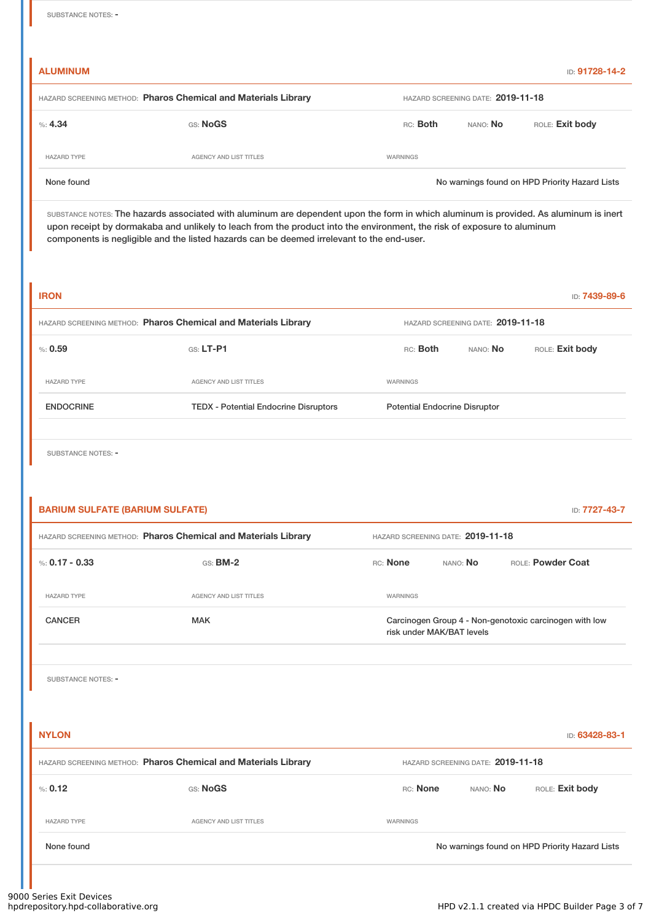SUBSTANCE NOTES: -

## ALUMINUM

ID: 91728-14-2

HAZARD SCREENING METHOD: **Pharos Chemical and Materials Library** HAZARD SCREENING DATE: **2019-11-18**

%: **4.34** GS: **NoGS** RC: **Both** NANO: **No** ROLE: **Exit body**

| HAZARD TYPE | AGENCY AND LIST TITLES | WARNINGS |
|---|---|---|
| None found | | No warnings found on HPD Priority Hazard Lists |

SUBSTANCE NOTES: The hazards associated with aluminum are dependent upon the form in which aluminum is provided. As aluminum is inert upon receipt by dormakaba and unlikely to leach from the product into the environment, the risk of exposure to aluminum components is negligible and the listed hazards can be deemed irrelevant to the end-user.

## IRON

ID: 7439-89-6

HAZARD SCREENING METHOD: **Pharos Chemical and Materials Library** HAZARD SCREENING DATE: **2019-11-18**

%: **0.59** GS: **LT-P1** RC: **Both** NANO: **No** ROLE: **Exit body**

| HAZARD TYPE | AGENCY AND LIST TITLES | WARNINGS |
|---|---|---|
| ENDOCRINE | TEDX - Potential Endocrine Disruptors | Potential Endocrine Disruptor |

SUBSTANCE NOTES: -

## BARIUM SULFATE (BARIUM SULFATE)

ID: 7727-43-7

HAZARD SCREENING METHOD: **Pharos Chemical and Materials Library** HAZARD SCREENING DATE: **2019-11-18**

%: **0.17 - 0.33** GS: **BM-2** RC: **None** NANO: **No** ROLE: **Powder Coat**

| HAZARD TYPE | AGENCY AND LIST TITLES | WARNINGS |
|---|---|---|
| CANCER | MAK | Carcinogen Group 4 - Non-genotoxic carcinogen with low risk under MAK/BAT levels |

SUBSTANCE NOTES: -

## NYLON

ID: 63428-83-1

HAZARD SCREENING METHOD: **Pharos Chemical and Materials Library** HAZARD SCREENING DATE: **2019-11-18**

%: **0.12** GS: **NoGS** RC: **None** NANO: **No** ROLE: **Exit body**

| HAZARD TYPE | AGENCY AND LIST TITLES | WARNINGS |
|---|---|---|
| None found | | No warnings found on HPD Priority Hazard Lists |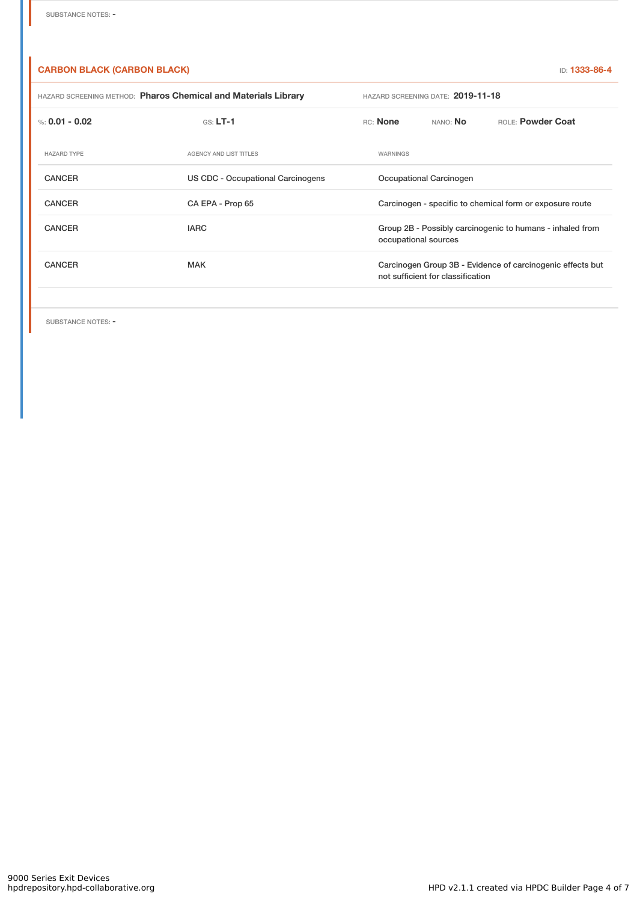SUBSTANCE NOTES: -

### CARBON BLACK (CARBON BLACK)

ID: **1333-86-4**

HAZARD SCREENING METHOD: **Pharos Chemical and Materials Library** HAZARD SCREENING DATE: **2019-11-18**

%: **0.01 - 0.02** GS: **LT-1** RC: **None** NANO: **No** ROLE: **Powder Coat**

| HAZARD TYPE | AGENCY AND LIST TITLES | WARNINGS |
| --- | --- | --- |
| CANCER | US CDC - Occupational Carcinogens | Occupational Carcinogen |
| CANCER | CA EPA - Prop 65 | Carcinogen - specific to chemical form or exposure route |
| CANCER | IARC | Group 2B - Possibly carcinogenic to humans - inhaled from occupational sources |
| CANCER | MAK | Carcinogen Group 3B - Evidence of carcinogenic effects but not sufficient for classification |

SUBSTANCE NOTES: -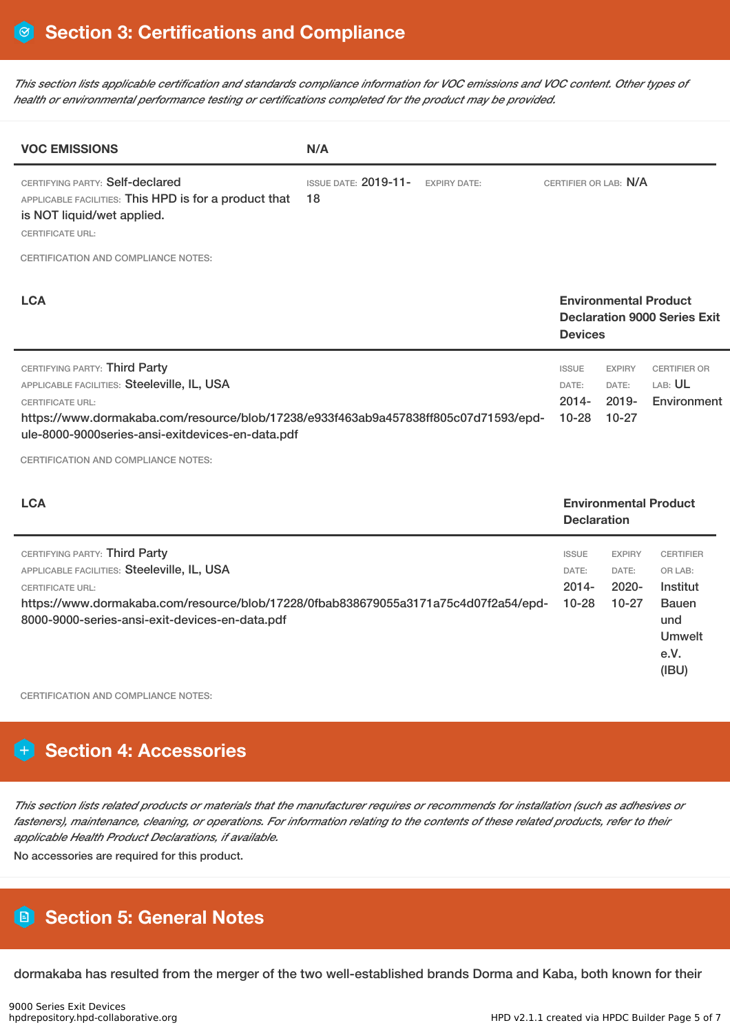## Section 3: Certifications and Compliance

*This section lists applicable certification and standards compliance information for VOC emissions and VOC content. Other types of health or environmental performance testing or certifications completed for the product may be provided.*

| **VOC EMISSIONS** | **N/A** | | |
|---|---|---|---|
| CERTIFYING PARTY: Self-declared<br>APPLICABLE FACILITIES: This HPD is for a product that is NOT liquid/wet applied.<br>CERTIFICATE URL: | ISSUE DATE: 2019-11-18 | EXPIRY DATE: | CERTIFIER OR LAB: N/A |

CERTIFICATION AND COMPLIANCE NOTES:

| **LCA** | **Environmental Product Declaration 9000 Series Exit Devices** | | |
|---|---|---|---|
| CERTIFYING PARTY: Third Party<br>APPLICABLE FACILITIES: Steeleville, IL, USA<br>CERTIFICATE URL:<br>https://www.dormakaba.com/resource/blob/17238/e933f463ab9a457838ff805c07d71593/epd-ule-8000-9000series-ansi-exitdevices-en-data.pdf | ISSUE DATE: 2014-10-28 | EXPIRY DATE: 2019-10-27 | CERTIFIER OR LAB: UL Environment |

CERTIFICATION AND COMPLIANCE NOTES:

| **LCA** | **Environmental Product Declaration** | | |
|---|---|---|---|
| CERTIFYING PARTY: Third Party<br>APPLICABLE FACILITIES: Steeleville, IL, USA<br>CERTIFICATE URL:<br>https://www.dormakaba.com/resource/blob/17228/0fbab838679055a3171a75c4d07f2a54/epd-8000-9000-series-ansi-exit-devices-en-data.pdf | ISSUE DATE: 2014-10-28 | EXPIRY DATE: 2020-10-27 | CERTIFIER OR LAB: Institut Bauen und Umwelt e.V. (IBU) |

CERTIFICATION AND COMPLIANCE NOTES:

## Section 4: Accessories

*This section lists related products or materials that the manufacturer requires or recommends for installation (such as adhesives or fasteners), maintenance, cleaning, or operations. For information relating to the contents of these related products, refer to their applicable Health Product Declarations, if available.*

No accessories are required for this product.

## Section 5: General Notes

dormakaba has resulted from the merger of the two well-established brands Dorma and Kaba, both known for their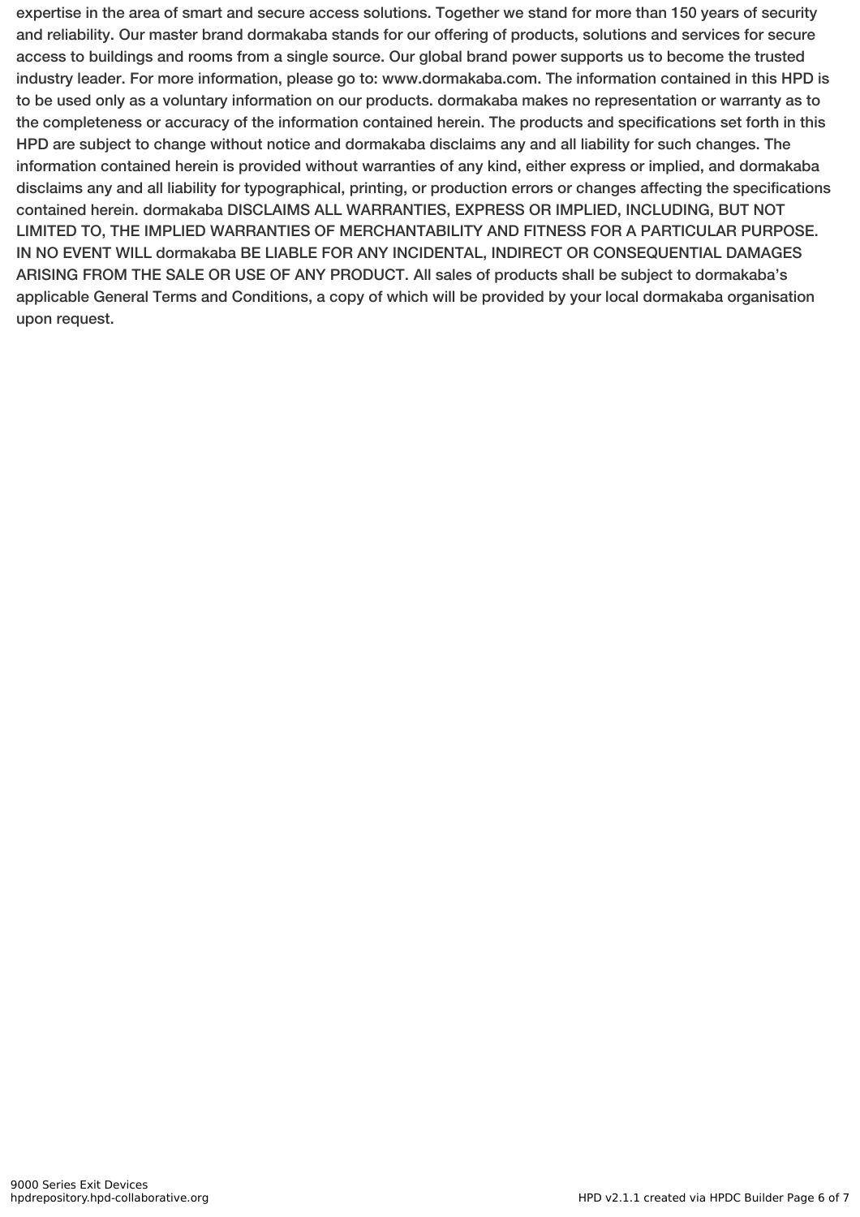expertise in the area of smart and secure access solutions. Together we stand for more than 150 years of security and reliability. Our master brand dormakaba stands for our offering of products, solutions and services for secure access to buildings and rooms from a single source. Our global brand power supports us to become the trusted industry leader. For more information, please go to: www.dormakaba.com. The information contained in this HPD is to be used only as a voluntary information on our products. dormakaba makes no representation or warranty as to the completeness or accuracy of the information contained herein. The products and specifications set forth in this HPD are subject to change without notice and dormakaba disclaims any and all liability for such changes. The information contained herein is provided without warranties of any kind, either express or implied, and dormakaba disclaims any and all liability for typographical, printing, or production errors or changes affecting the specifications contained herein. dormakaba DISCLAIMS ALL WARRANTIES, EXPRESS OR IMPLIED, INCLUDING, BUT NOT LIMITED TO, THE IMPLIED WARRANTIES OF MERCHANTABILITY AND FITNESS FOR A PARTICULAR PURPOSE. IN NO EVENT WILL dormakaba BE LIABLE FOR ANY INCIDENTAL, INDIRECT OR CONSEQUENTIAL DAMAGES ARISING FROM THE SALE OR USE OF ANY PRODUCT. All sales of products shall be subject to dormakaba's applicable General Terms and Conditions, a copy of which will be provided by your local dormakaba organisation upon request.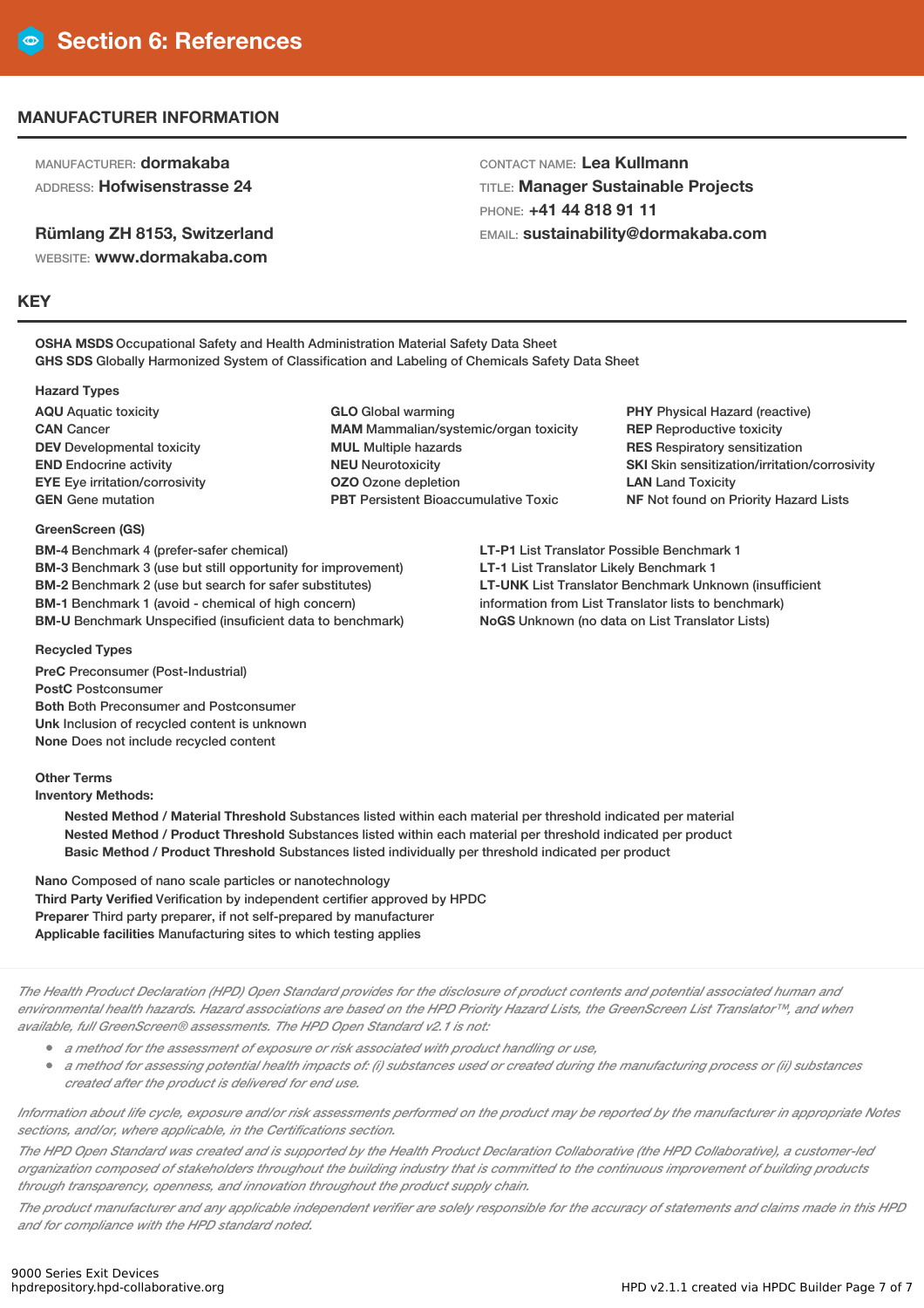# Section 6: References

## MANUFACTURER INFORMATION

MANUFACTURER: **dormakaba**
ADDRESS: **Hofwisenstrasse 24**

**Rümlang ZH 8153, Switzerland**
WEBSITE: **www.dormakaba.com**

CONTACT NAME: **Lea Kullmann**
TITLE: **Manager Sustainable Projects**
PHONE: **+41 44 818 91 11**
EMAIL: **sustainability@dormakaba.com**

## KEY

**OSHA MSDS** Occupational Safety and Health Administration Material Safety Data Sheet
**GHS SDS** Globally Harmonized System of Classification and Labeling of Chemicals Safety Data Sheet

**Hazard Types**

**AQU** Aquatic toxicity
**CAN** Cancer
**DEV** Developmental toxicity
**END** Endocrine activity
**EYE** Eye irritation/corrosivity
**GEN** Gene mutation
**GLO** Global warming
**MAM** Mammalian/systemic/organ toxicity
**MUL** Multiple hazards
**NEU** Neurotoxicity
**OZO** Ozone depletion
**PBT** Persistent Bioaccumulative Toxic
**PHY** Physical Hazard (reactive)
**REP** Reproductive toxicity
**RES** Respiratory sensitization
**SKI** Skin sensitization/irritation/corrosivity
**LAN** Land Toxicity
**NF** Not found on Priority Hazard Lists

**GreenScreen (GS)**

**BM-4** Benchmark 4 (prefer-safer chemical)
**BM-3** Benchmark 3 (use but still opportunity for improvement)
**BM-2** Benchmark 2 (use but search for safer substitutes)
**BM-1** Benchmark 1 (avoid - chemical of high concern)
**BM-U** Benchmark Unspecified (insuficient data to benchmark)
**LT-P1** List Translator Possible Benchmark 1
**LT-1** List Translator Likely Benchmark 1
**LT-UNK** List Translator Benchmark Unknown (insufficient information from List Translator lists to benchmark)
**NoGS** Unknown (no data on List Translator Lists)

**Recycled Types**

**PreC** Preconsumer (Post-Industrial)
**PostC** Postconsumer
**Both** Both Preconsumer and Postconsumer
**Unk** Inclusion of recycled content is unknown
**None** Does not include recycled content

**Other Terms**
**Inventory Methods:**

- **Nested Method / Material Threshold** Substances listed within each material per threshold indicated per material
- **Nested Method / Product Threshold** Substances listed within each material per threshold indicated per product
- **Basic Method / Product Threshold** Substances listed individually per threshold indicated per product

**Nano** Composed of nano scale particles or nanotechnology
**Third Party Verified** Verification by independent certifier approved by HPDC
**Preparer** Third party preparer, if not self-prepared by manufacturer
**Applicable facilities** Manufacturing sites to which testing applies

*The Health Product Declaration (HPD) Open Standard provides for the disclosure of product contents and potential associated human and environmental health hazards. Hazard associations are based on the HPD Priority Hazard Lists, the GreenScreen List Translator™, and when available, full GreenScreen® assessments. The HPD Open Standard v2.1 is not:*

- *a method for the assessment of exposure or risk associated with product handling or use,*
- *a method for assessing potential health impacts of: (i) substances used or created during the manufacturing process or (ii) substances created after the product is delivered for end use.*

*Information about life cycle, exposure and/or risk assessments performed on the product may be reported by the manufacturer in appropriate Notes sections, and/or, where applicable, in the Certifications section.*

*The HPD Open Standard was created and is supported by the Health Product Declaration Collaborative (the HPD Collaborative), a customer-led organization composed of stakeholders throughout the building industry that is committed to the continuous improvement of building products through transparency, openness, and innovation throughout the product supply chain.*

*The product manufacturer and any applicable independent verifier are solely responsible for the accuracy of statements and claims made in this HPD and for compliance with the HPD standard noted.*